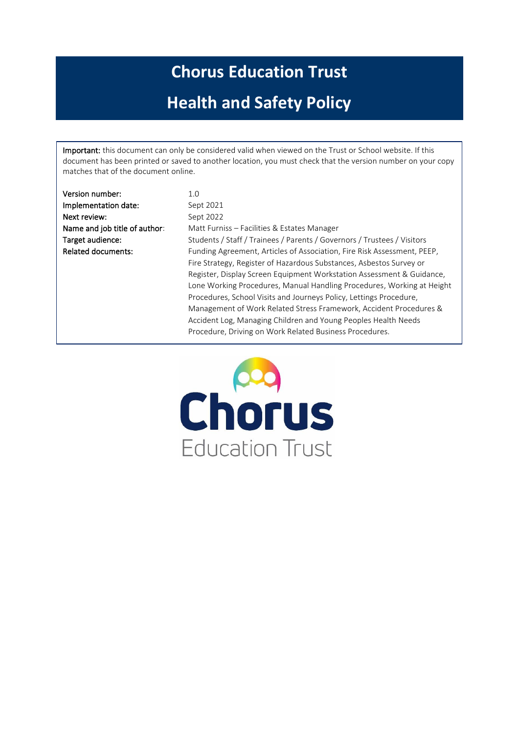# Chorus Education Trust

# Health and Safety Policy

**Important:** this document can only be considered valid when viewed on the Trust or School website. If this document has been printed or saved to another location, you must check that the version number on your copy matches that of the document online.

| | |
|---|---|
| **Version number:** | 1.0 |
| **Implementation date:** | Sept 2021 |
| **Next review:** | Sept 2022 |
| **Name and job title of author:** | Matt Furniss – Facilities & Estates Manager |
| **Target audience:** | Students / Staff / Trainees / Parents / Governors / Trustees / Visitors |
| **Related documents:** | Funding Agreement, Articles of Association, Fire Risk Assessment, PEEP, Fire Strategy, Register of Hazardous Substances, Asbestos Survey or Register, Display Screen Equipment Workstation Assessment & Guidance, Lone Working Procedures, Manual Handling Procedures, Working at Height Procedures, School Visits and Journeys Policy, Lettings Procedure, Management of Work Related Stress Framework, Accident Procedures & Accident Log, Managing Children and Young Peoples Health Needs Procedure, Driving on Work Related Business Procedures. |

Chorus Education Trust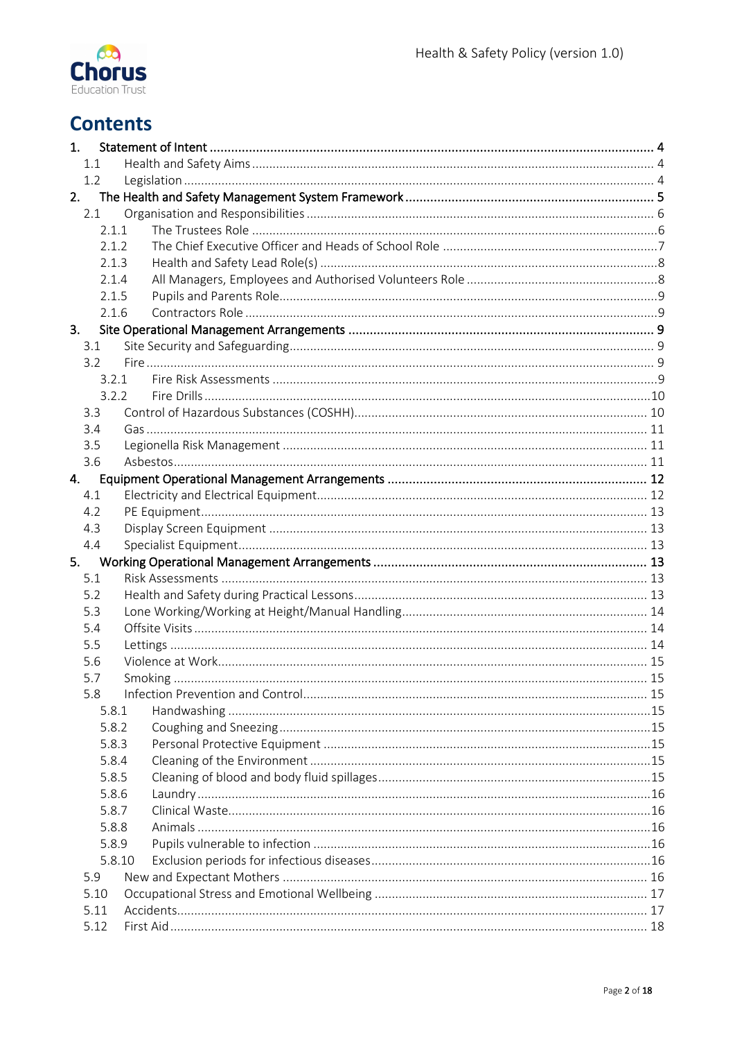# Contents

1. Statement of Intent ... 4
   - 1.1 Health and Safety Aims ... 4
   - 1.2 Legislation ... 4
2. The Health and Safety Management System Framework ... 5
   - 2.1 Organisation and Responsibilities ... 6
     - 2.1.1 The Trustees Role ... 6
     - 2.1.2 The Chief Executive Officer and Heads of School Role ... 7
     - 2.1.3 Health and Safety Lead Role(s) ... 8
     - 2.1.4 All Managers, Employees and Authorised Volunteers Role ... 8
     - 2.1.5 Pupils and Parents Role ... 9
     - 2.1.6 Contractors Role ... 9
3. Site Operational Management Arrangements ... 9
   - 3.1 Site Security and Safeguarding ... 9
   - 3.2 Fire ... 9
     - 3.2.1 Fire Risk Assessments ... 9
     - 3.2.2 Fire Drills ... 10
   - 3.3 Control of Hazardous Substances (COSHH) ... 10
   - 3.4 Gas ... 11
   - 3.5 Legionella Risk Management ... 11
   - 3.6 Asbestos ... 11
4. Equipment Operational Management Arrangements ... 12
   - 4.1 Electricity and Electrical Equipment ... 12
   - 4.2 PE Equipment ... 13
   - 4.3 Display Screen Equipment ... 13
   - 4.4 Specialist Equipment ... 13
5. Working Operational Management Arrangements ... 13
   - 5.1 Risk Assessments ... 13
   - 5.2 Health and Safety during Practical Lessons ... 13
   - 5.3 Lone Working/Working at Height/Manual Handling ... 14
   - 5.4 Offsite Visits ... 14
   - 5.5 Lettings ... 14
   - 5.6 Violence at Work ... 15
   - 5.7 Smoking ... 15
   - 5.8 Infection Prevention and Control ... 15
     - 5.8.1 Handwashing ... 15
     - 5.8.2 Coughing and Sneezing ... 15
     - 5.8.3 Personal Protective Equipment ... 15
     - 5.8.4 Cleaning of the Environment ... 15
     - 5.8.5 Cleaning of blood and body fluid spillages ... 15
     - 5.8.6 Laundry ... 16
     - 5.8.7 Clinical Waste ... 16
     - 5.8.8 Animals ... 16
     - 5.8.9 Pupils vulnerable to infection ... 16
     - 5.8.10 Exclusion periods for infectious diseases ... 16
   - 5.9 New and Expectant Mothers ... 16
   - 5.10 Occupational Stress and Emotional Wellbeing ... 17
   - 5.11 Accidents ... 17
   - 5.12 First Aid ... 18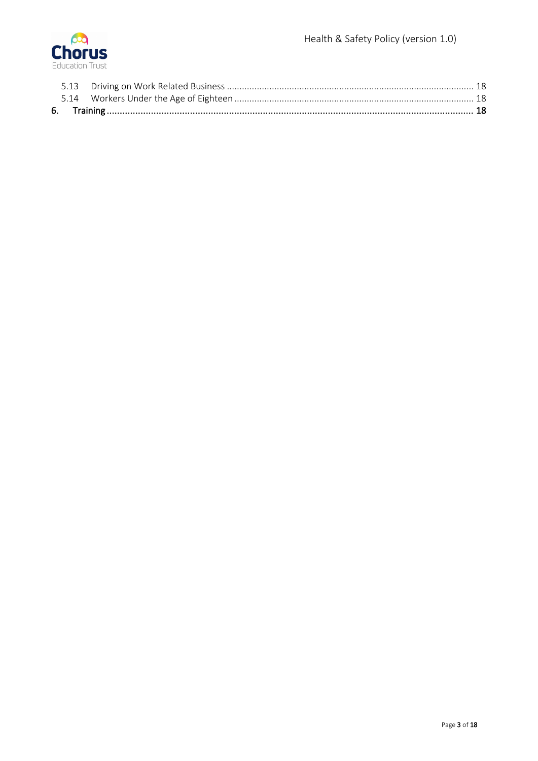5.13 Driving on Work Related Business ..... 18
5.14 Workers Under the Age of Eighteen ..... 18
6. Training ..... 18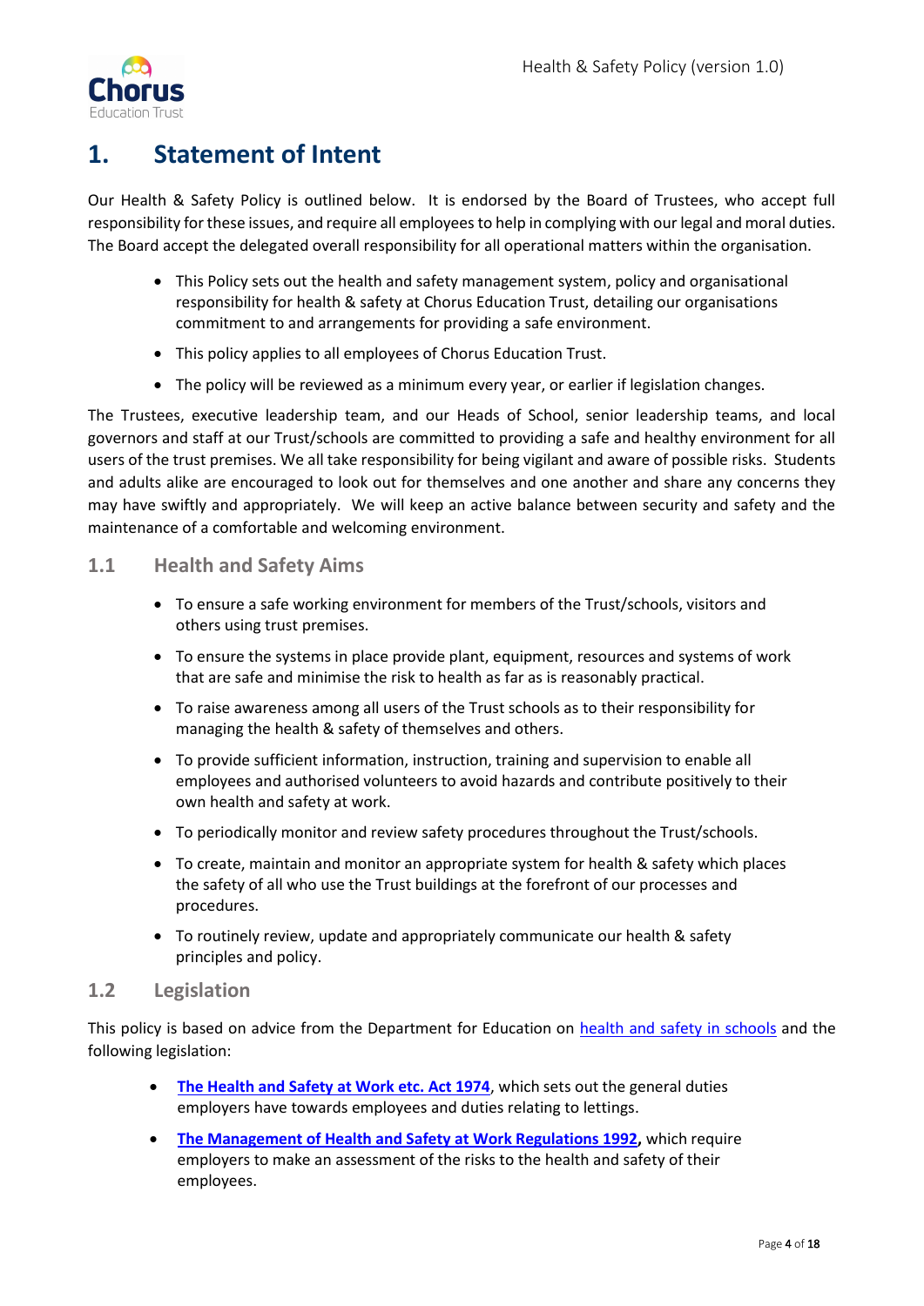# 1. Statement of Intent

Our Health & Safety Policy is outlined below. It is endorsed by the Board of Trustees, who accept full responsibility for these issues, and require all employees to help in complying with our legal and moral duties. The Board accept the delegated overall responsibility for all operational matters within the organisation.

- This Policy sets out the health and safety management system, policy and organisational responsibility for health & safety at Chorus Education Trust, detailing our organisations commitment to and arrangements for providing a safe environment.
- This policy applies to all employees of Chorus Education Trust.
- The policy will be reviewed as a minimum every year, or earlier if legislation changes.

The Trustees, executive leadership team, and our Heads of School, senior leadership teams, and local governors and staff at our Trust/schools are committed to providing a safe and healthy environment for all users of the trust premises. We all take responsibility for being vigilant and aware of possible risks. Students and adults alike are encouraged to look out for themselves and one another and share any concerns they may have swiftly and appropriately. We will keep an active balance between security and safety and the maintenance of a comfortable and welcoming environment.

## 1.1 Health and Safety Aims

- To ensure a safe working environment for members of the Trust/schools, visitors and others using trust premises.
- To ensure the systems in place provide plant, equipment, resources and systems of work that are safe and minimise the risk to health as far as is reasonably practical.
- To raise awareness among all users of the Trust schools as to their responsibility for managing the health & safety of themselves and others.
- To provide sufficient information, instruction, training and supervision to enable all employees and authorised volunteers to avoid hazards and contribute positively to their own health and safety at work.
- To periodically monitor and review safety procedures throughout the Trust/schools.
- To create, maintain and monitor an appropriate system for health & safety which places the safety of all who use the Trust buildings at the forefront of our processes and procedures.
- To routinely review, update and appropriately communicate our health & safety principles and policy.

## 1.2 Legislation

This policy is based on advice from the Department for Education on health and safety in schools and the following legislation:

- **The Health and Safety at Work etc. Act 1974**, which sets out the general duties employers have towards employees and duties relating to lettings.
- **The Management of Health and Safety at Work Regulations 1992,** which require employers to make an assessment of the risks to the health and safety of their employees.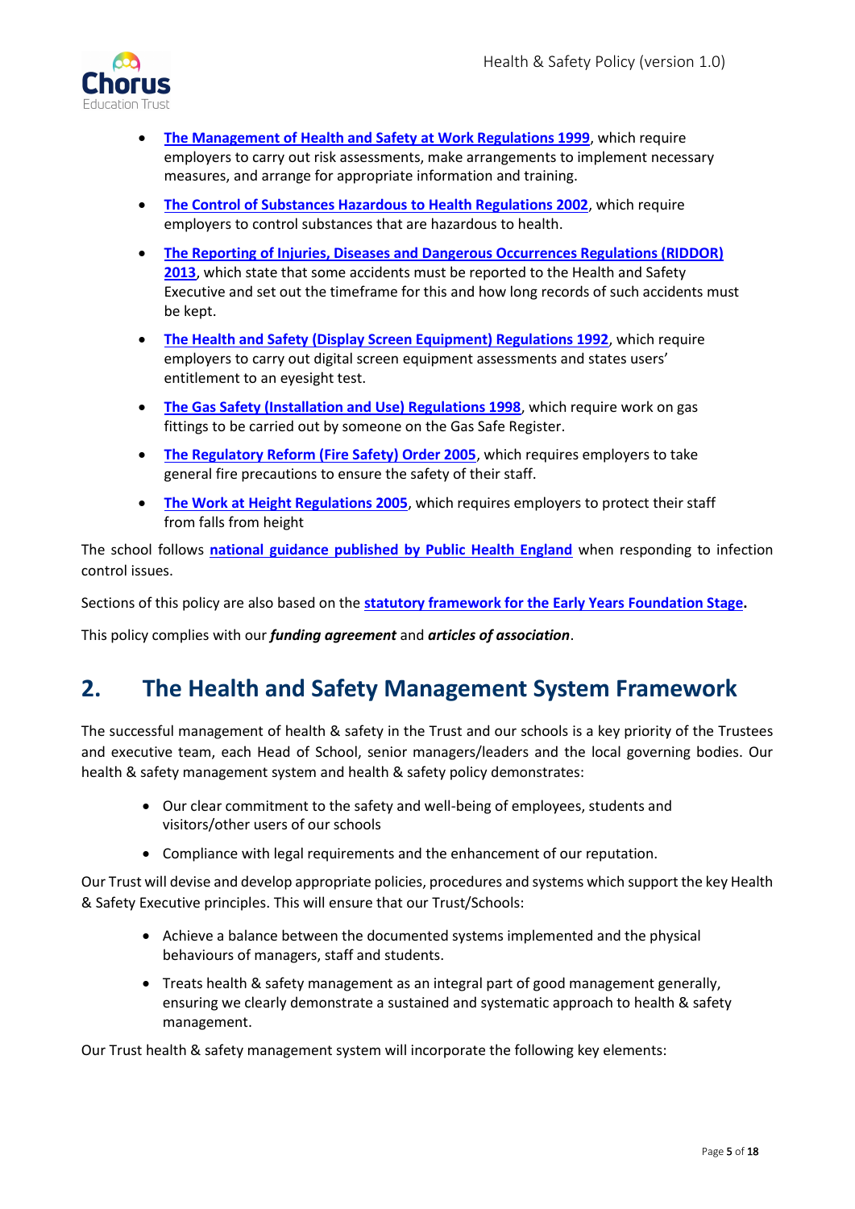- **The Management of Health and Safety at Work Regulations 1999**, which require employers to carry out risk assessments, make arrangements to implement necessary measures, and arrange for appropriate information and training.
- **The Control of Substances Hazardous to Health Regulations 2002**, which require employers to control substances that are hazardous to health.
- **The Reporting of Injuries, Diseases and Dangerous Occurrences Regulations (RIDDOR) 2013**, which state that some accidents must be reported to the Health and Safety Executive and set out the timeframe for this and how long records of such accidents must be kept.
- **The Health and Safety (Display Screen Equipment) Regulations 1992**, which require employers to carry out digital screen equipment assessments and states users' entitlement to an eyesight test.
- **The Gas Safety (Installation and Use) Regulations 1998**, which require work on gas fittings to be carried out by someone on the Gas Safe Register.
- **The Regulatory Reform (Fire Safety) Order 2005**, which requires employers to take general fire precautions to ensure the safety of their staff.
- **The Work at Height Regulations 2005**, which requires employers to protect their staff from falls from height

The school follows **national guidance published by Public Health England** when responding to infection control issues.

Sections of this policy are also based on the **statutory framework for the Early Years Foundation Stage.**

This policy complies with our ***funding agreement*** and ***articles of association***.

## 2. The Health and Safety Management System Framework

The successful management of health & safety in the Trust and our schools is a key priority of the Trustees and executive team, each Head of School, senior managers/leaders and the local governing bodies. Our health & safety management system and health & safety policy demonstrates:

- Our clear commitment to the safety and well-being of employees, students and visitors/other users of our schools
- Compliance with legal requirements and the enhancement of our reputation.

Our Trust will devise and develop appropriate policies, procedures and systems which support the key Health & Safety Executive principles. This will ensure that our Trust/Schools:

- Achieve a balance between the documented systems implemented and the physical behaviours of managers, staff and students.
- Treats health & safety management as an integral part of good management generally, ensuring we clearly demonstrate a sustained and systematic approach to health & safety management.

Our Trust health & safety management system will incorporate the following key elements: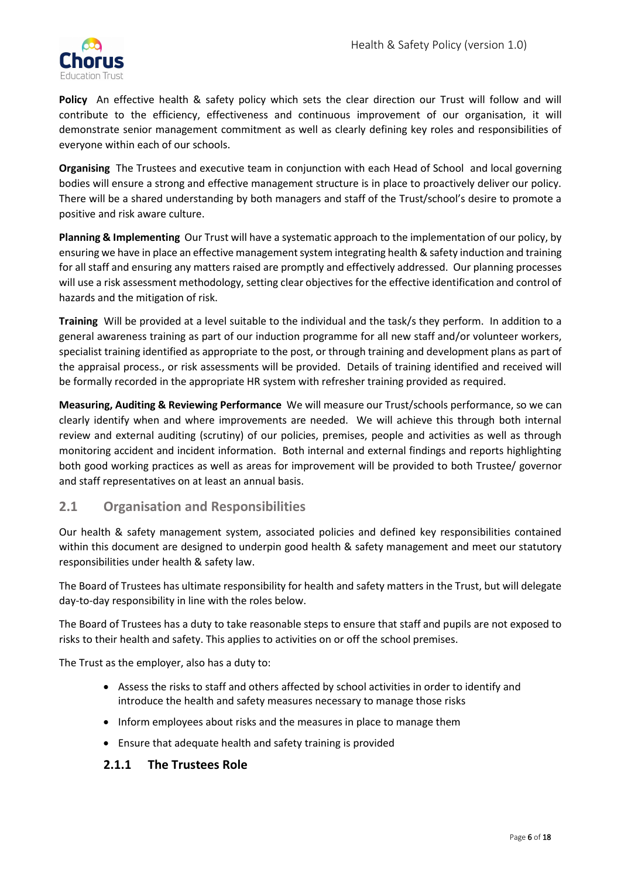**Policy** An effective health & safety policy which sets the clear direction our Trust will follow and will contribute to the efficiency, effectiveness and continuous improvement of our organisation, it will demonstrate senior management commitment as well as clearly defining key roles and responsibilities of everyone within each of our schools.

**Organising** The Trustees and executive team in conjunction with each Head of School and local governing bodies will ensure a strong and effective management structure is in place to proactively deliver our policy. There will be a shared understanding by both managers and staff of the Trust/school's desire to promote a positive and risk aware culture.

**Planning & Implementing** Our Trust will have a systematic approach to the implementation of our policy, by ensuring we have in place an effective management system integrating health & safety induction and training for all staff and ensuring any matters raised are promptly and effectively addressed. Our planning processes will use a risk assessment methodology, setting clear objectives for the effective identification and control of hazards and the mitigation of risk.

**Training** Will be provided at a level suitable to the individual and the task/s they perform. In addition to a general awareness training as part of our induction programme for all new staff and/or volunteer workers, specialist training identified as appropriate to the post, or through training and development plans as part of the appraisal process., or risk assessments will be provided. Details of training identified and received will be formally recorded in the appropriate HR system with refresher training provided as required.

**Measuring, Auditing & Reviewing Performance** We will measure our Trust/schools performance, so we can clearly identify when and where improvements are needed. We will achieve this through both internal review and external auditing (scrutiny) of our policies, premises, people and activities as well as through monitoring accident and incident information. Both internal and external findings and reports highlighting both good working practices as well as areas for improvement will be provided to both Trustee/ governor and staff representatives on at least an annual basis.

## 2.1 Organisation and Responsibilities

Our health & safety management system, associated policies and defined key responsibilities contained within this document are designed to underpin good health & safety management and meet our statutory responsibilities under health & safety law.

The Board of Trustees has ultimate responsibility for health and safety matters in the Trust, but will delegate day-to-day responsibility in line with the roles below.

The Board of Trustees has a duty to take reasonable steps to ensure that staff and pupils are not exposed to risks to their health and safety. This applies to activities on or off the school premises.

The Trust as the employer, also has a duty to:

- Assess the risks to staff and others affected by school activities in order to identify and introduce the health and safety measures necessary to manage those risks
- Inform employees about risks and the measures in place to manage them
- Ensure that adequate health and safety training is provided

### 2.1.1 The Trustees Role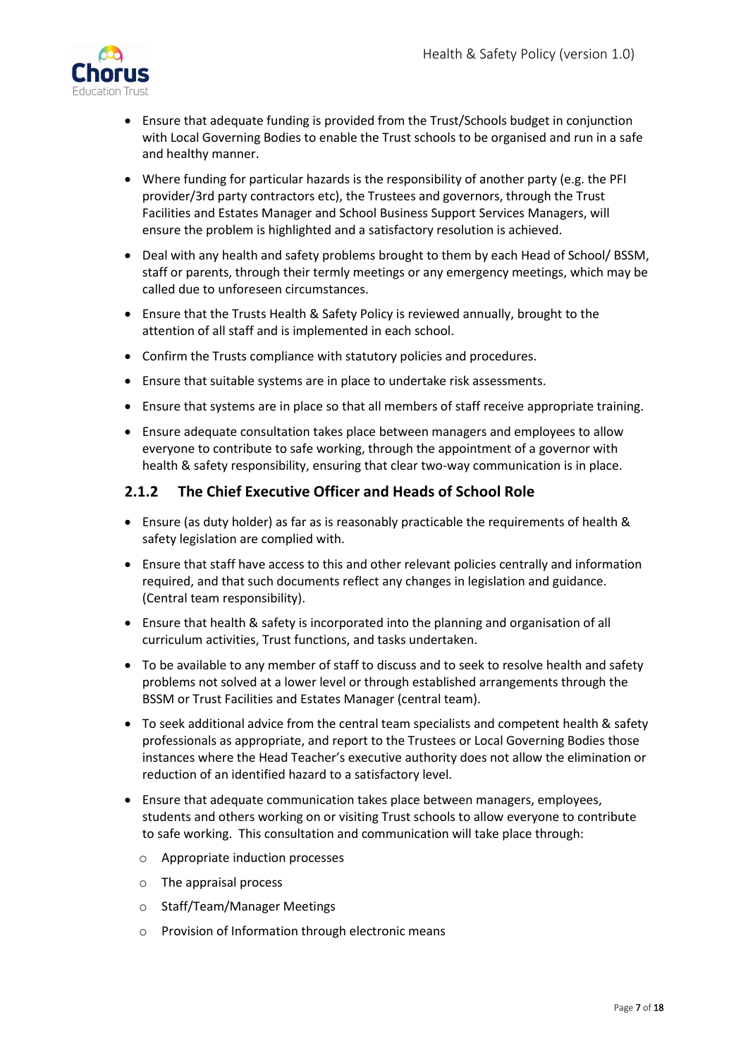- Ensure that adequate funding is provided from the Trust/Schools budget in conjunction with Local Governing Bodies to enable the Trust schools to be organised and run in a safe and healthy manner.
- Where funding for particular hazards is the responsibility of another party (e.g. the PFI provider/3rd party contractors etc), the Trustees and governors, through the Trust Facilities and Estates Manager and School Business Support Services Managers, will ensure the problem is highlighted and a satisfactory resolution is achieved.
- Deal with any health and safety problems brought to them by each Head of School/ BSSM, staff or parents, through their termly meetings or any emergency meetings, which may be called due to unforeseen circumstances.
- Ensure that the Trusts Health & Safety Policy is reviewed annually, brought to the attention of all staff and is implemented in each school.
- Confirm the Trusts compliance with statutory policies and procedures.
- Ensure that suitable systems are in place to undertake risk assessments.
- Ensure that systems are in place so that all members of staff receive appropriate training.
- Ensure adequate consultation takes place between managers and employees to allow everyone to contribute to safe working, through the appointment of a governor with health & safety responsibility, ensuring that clear two-way communication is in place.

### 2.1.2 The Chief Executive Officer and Heads of School Role

- Ensure (as duty holder) as far as is reasonably practicable the requirements of health & safety legislation are complied with.
- Ensure that staff have access to this and other relevant policies centrally and information required, and that such documents reflect any changes in legislation and guidance. (Central team responsibility).
- Ensure that health & safety is incorporated into the planning and organisation of all curriculum activities, Trust functions, and tasks undertaken.
- To be available to any member of staff to discuss and to seek to resolve health and safety problems not solved at a lower level or through established arrangements through the BSSM or Trust Facilities and Estates Manager (central team).
- To seek additional advice from the central team specialists and competent health & safety professionals as appropriate, and report to the Trustees or Local Governing Bodies those instances where the Head Teacher's executive authority does not allow the elimination or reduction of an identified hazard to a satisfactory level.
- Ensure that adequate communication takes place between managers, employees, students and others working on or visiting Trust schools to allow everyone to contribute to safe working. This consultation and communication will take place through:
  - Appropriate induction processes
  - The appraisal process
  - Staff/Team/Manager Meetings
  - Provision of Information through electronic means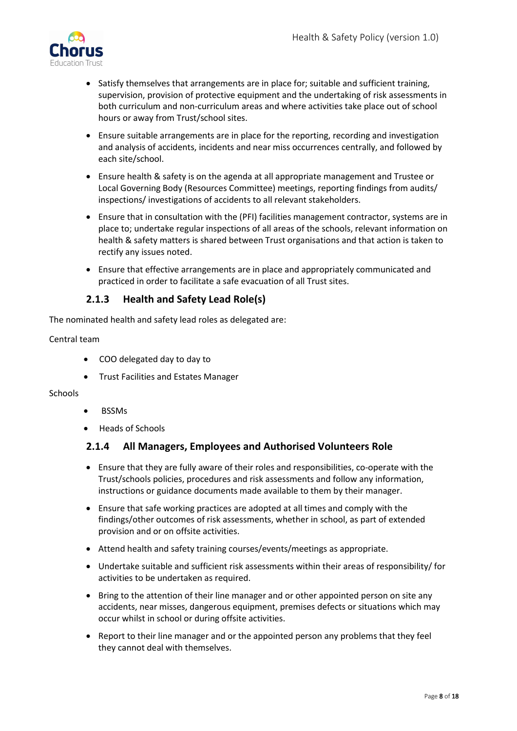- Satisfy themselves that arrangements are in place for; suitable and sufficient training, supervision, provision of protective equipment and the undertaking of risk assessments in both curriculum and non-curriculum areas and where activities take place out of school hours or away from Trust/school sites.
- Ensure suitable arrangements are in place for the reporting, recording and investigation and analysis of accidents, incidents and near miss occurrences centrally, and followed by each site/school.
- Ensure health & safety is on the agenda at all appropriate management and Trustee or Local Governing Body (Resources Committee) meetings, reporting findings from audits/ inspections/ investigations of accidents to all relevant stakeholders.
- Ensure that in consultation with the (PFI) facilities management contractor, systems are in place to; undertake regular inspections of all areas of the schools, relevant information on health & safety matters is shared between Trust organisations and that action is taken to rectify any issues noted.
- Ensure that effective arrangements are in place and appropriately communicated and practiced in order to facilitate a safe evacuation of all Trust sites.

### 2.1.3 Health and Safety Lead Role(s)

The nominated health and safety lead roles as delegated are:

Central team

- COO delegated day to day to
- Trust Facilities and Estates Manager

Schools

- BSSMs
- Heads of Schools

### 2.1.4 All Managers, Employees and Authorised Volunteers Role

- Ensure that they are fully aware of their roles and responsibilities, co-operate with the Trust/schools policies, procedures and risk assessments and follow any information, instructions or guidance documents made available to them by their manager.
- Ensure that safe working practices are adopted at all times and comply with the findings/other outcomes of risk assessments, whether in school, as part of extended provision and or on offsite activities.
- Attend health and safety training courses/events/meetings as appropriate.
- Undertake suitable and sufficient risk assessments within their areas of responsibility/ for activities to be undertaken as required.
- Bring to the attention of their line manager and or other appointed person on site any accidents, near misses, dangerous equipment, premises defects or situations which may occur whilst in school or during offsite activities.
- Report to their line manager and or the appointed person any problems that they feel they cannot deal with themselves.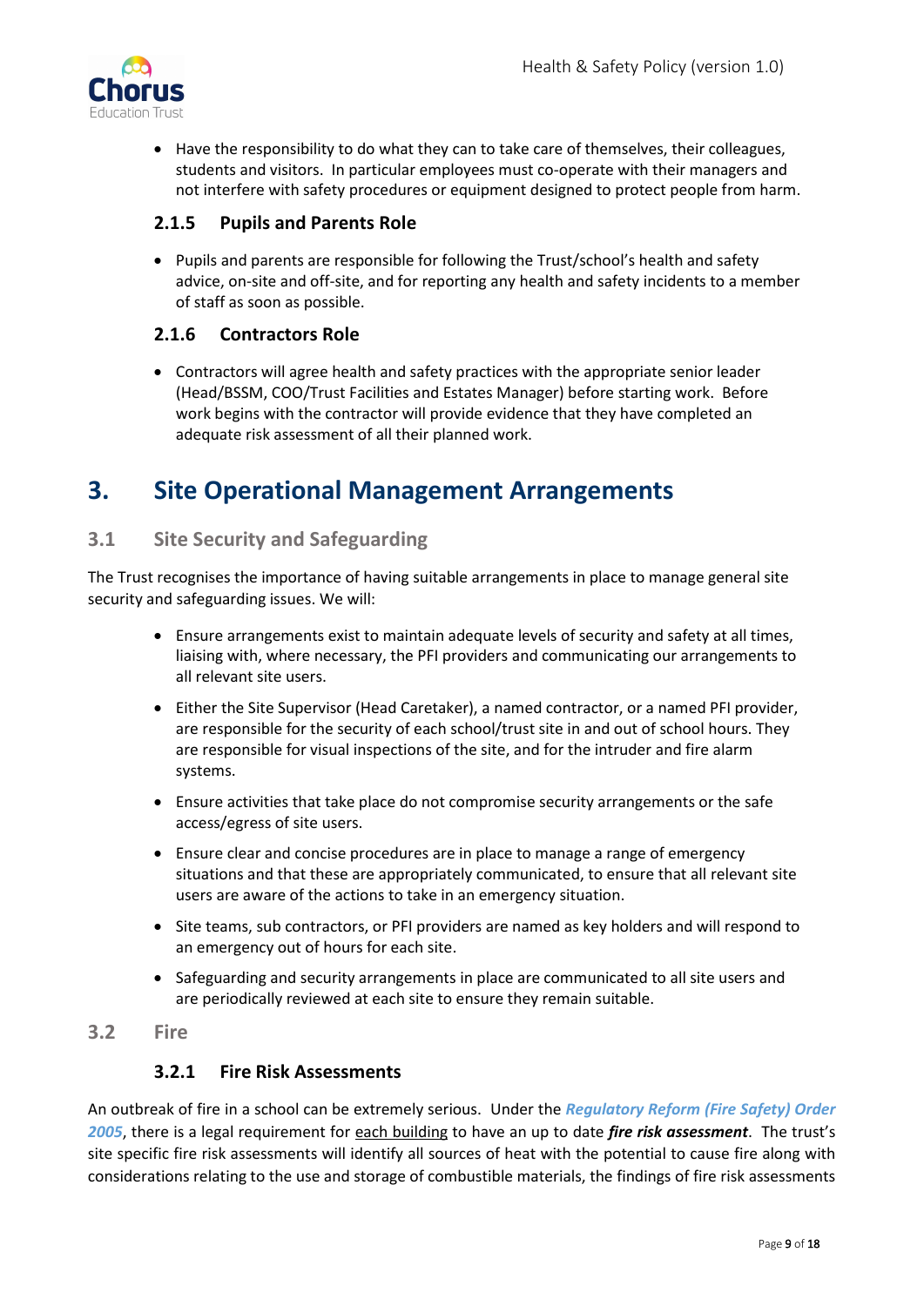- Have the responsibility to do what they can to take care of themselves, their colleagues, students and visitors. In particular employees must co-operate with their managers and not interfere with safety procedures or equipment designed to protect people from harm.

### 2.1.5 Pupils and Parents Role

- Pupils and parents are responsible for following the Trust/school's health and safety advice, on-site and off-site, and for reporting any health and safety incidents to a member of staff as soon as possible.

### 2.1.6 Contractors Role

- Contractors will agree health and safety practices with the appropriate senior leader (Head/BSSM, COO/Trust Facilities and Estates Manager) before starting work. Before work begins with the contractor will provide evidence that they have completed an adequate risk assessment of all their planned work.

# 3. Site Operational Management Arrangements

## 3.1 Site Security and Safeguarding

The Trust recognises the importance of having suitable arrangements in place to manage general site security and safeguarding issues. We will:

- Ensure arrangements exist to maintain adequate levels of security and safety at all times, liaising with, where necessary, the PFI providers and communicating our arrangements to all relevant site users.
- Either the Site Supervisor (Head Caretaker), a named contractor, or a named PFI provider, are responsible for the security of each school/trust site in and out of school hours. They are responsible for visual inspections of the site, and for the intruder and fire alarm systems.
- Ensure activities that take place do not compromise security arrangements or the safe access/egress of site users.
- Ensure clear and concise procedures are in place to manage a range of emergency situations and that these are appropriately communicated, to ensure that all relevant site users are aware of the actions to take in an emergency situation.
- Site teams, sub contractors, or PFI providers are named as key holders and will respond to an emergency out of hours for each site.
- Safeguarding and security arrangements in place are communicated to all site users and are periodically reviewed at each site to ensure they remain suitable.

## 3.2 Fire

### 3.2.1 Fire Risk Assessments

An outbreak of fire in a school can be extremely serious. Under the ***Regulatory Reform (Fire Safety) Order 2005***, there is a legal requirement for each building to have an up to date ***fire risk assessment***. The trust's site specific fire risk assessments will identify all sources of heat with the potential to cause fire along with considerations relating to the use and storage of combustible materials, the findings of fire risk assessments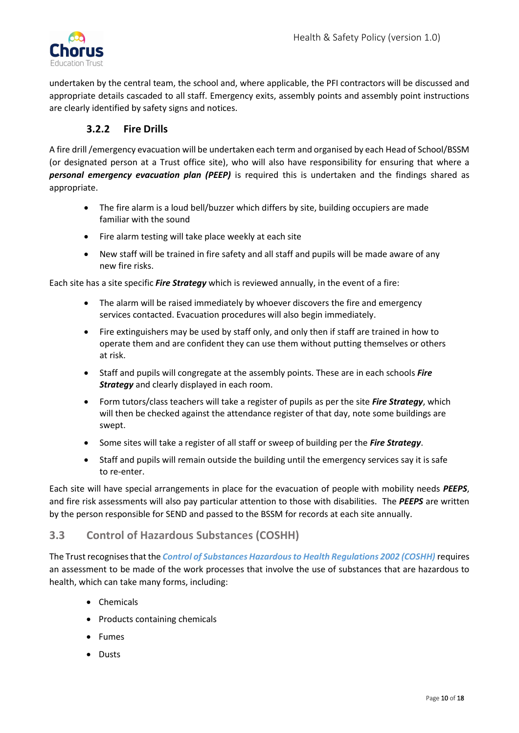undertaken by the central team, the school and, where applicable, the PFI contractors will be discussed and appropriate details cascaded to all staff. Emergency exits, assembly points and assembly point instructions are clearly identified by safety signs and notices.

### 3.2.2 Fire Drills

A fire drill /emergency evacuation will be undertaken each term and organised by each Head of School/BSSM (or designated person at a Trust office site), who will also have responsibility for ensuring that where a ***personal emergency evacuation plan (PEEP)*** is required this is undertaken and the findings shared as appropriate.

- The fire alarm is a loud bell/buzzer which differs by site, building occupiers are made familiar with the sound
- Fire alarm testing will take place weekly at each site
- New staff will be trained in fire safety and all staff and pupils will be made aware of any new fire risks.

Each site has a site specific ***Fire Strategy*** which is reviewed annually, in the event of a fire:

- The alarm will be raised immediately by whoever discovers the fire and emergency services contacted. Evacuation procedures will also begin immediately.
- Fire extinguishers may be used by staff only, and only then if staff are trained in how to operate them and are confident they can use them without putting themselves or others at risk.
- Staff and pupils will congregate at the assembly points. These are in each schools ***Fire Strategy*** and clearly displayed in each room.
- Form tutors/class teachers will take a register of pupils as per the site ***Fire Strategy***, which will then be checked against the attendance register of that day, note some buildings are swept.
- Some sites will take a register of all staff or sweep of building per the ***Fire Strategy***.
- Staff and pupils will remain outside the building until the emergency services say it is safe to re-enter.

Each site will have special arrangements in place for the evacuation of people with mobility needs ***PEEPS***, and fire risk assessments will also pay particular attention to those with disabilities. The ***PEEPS*** are written by the person responsible for SEND and passed to the BSSM for records at each site annually.

## 3.3 Control of Hazardous Substances (COSHH)

The Trust recognises that the ***Control of Substances Hazardous to Health Regulations 2002 (COSHH)*** requires an assessment to be made of the work processes that involve the use of substances that are hazardous to health, which can take many forms, including:

- Chemicals
- Products containing chemicals
- Fumes
- Dusts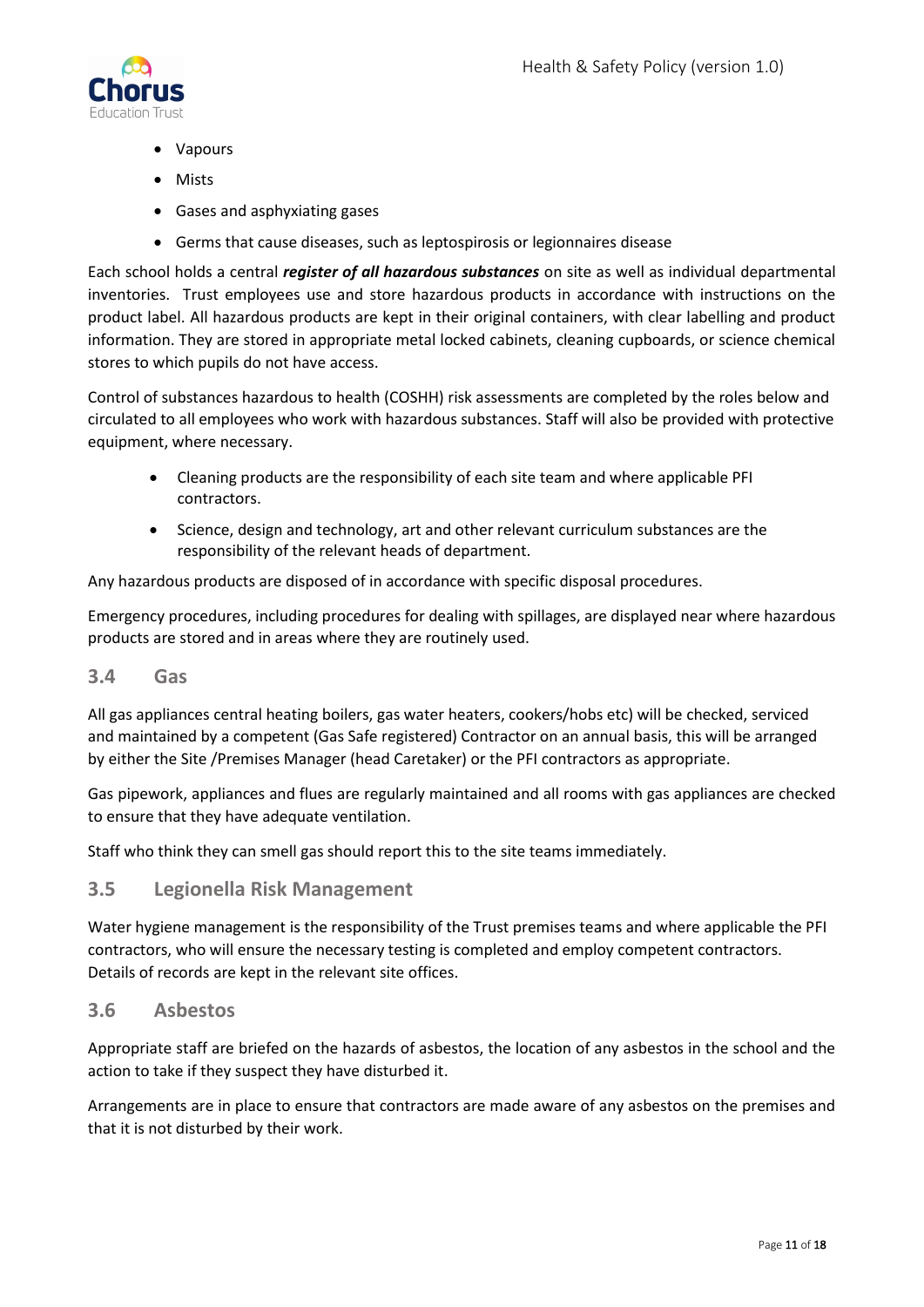- Vapours
- Mists
- Gases and asphyxiating gases
- Germs that cause diseases, such as leptospirosis or legionnaires disease

Each school holds a central ***register of all hazardous substances*** on site as well as individual departmental inventories. Trust employees use and store hazardous products in accordance with instructions on the product label. All hazardous products are kept in their original containers, with clear labelling and product information. They are stored in appropriate metal locked cabinets, cleaning cupboards, or science chemical stores to which pupils do not have access.

Control of substances hazardous to health (COSHH) risk assessments are completed by the roles below and circulated to all employees who work with hazardous substances. Staff will also be provided with protective equipment, where necessary.

- Cleaning products are the responsibility of each site team and where applicable PFI contractors.
- Science, design and technology, art and other relevant curriculum substances are the responsibility of the relevant heads of department.

Any hazardous products are disposed of in accordance with specific disposal procedures.

Emergency procedures, including procedures for dealing with spillages, are displayed near where hazardous products are stored and in areas where they are routinely used.

## 3.4 Gas

All gas appliances central heating boilers, gas water heaters, cookers/hobs etc) will be checked, serviced and maintained by a competent (Gas Safe registered) Contractor on an annual basis, this will be arranged by either the Site /Premises Manager (head Caretaker) or the PFI contractors as appropriate.

Gas pipework, appliances and flues are regularly maintained and all rooms with gas appliances are checked to ensure that they have adequate ventilation.

Staff who think they can smell gas should report this to the site teams immediately.

## 3.5 Legionella Risk Management

Water hygiene management is the responsibility of the Trust premises teams and where applicable the PFI contractors, who will ensure the necessary testing is completed and employ competent contractors. Details of records are kept in the relevant site offices.

## 3.6 Asbestos

Appropriate staff are briefed on the hazards of asbestos, the location of any asbestos in the school and the action to take if they suspect they have disturbed it.

Arrangements are in place to ensure that contractors are made aware of any asbestos on the premises and that it is not disturbed by their work.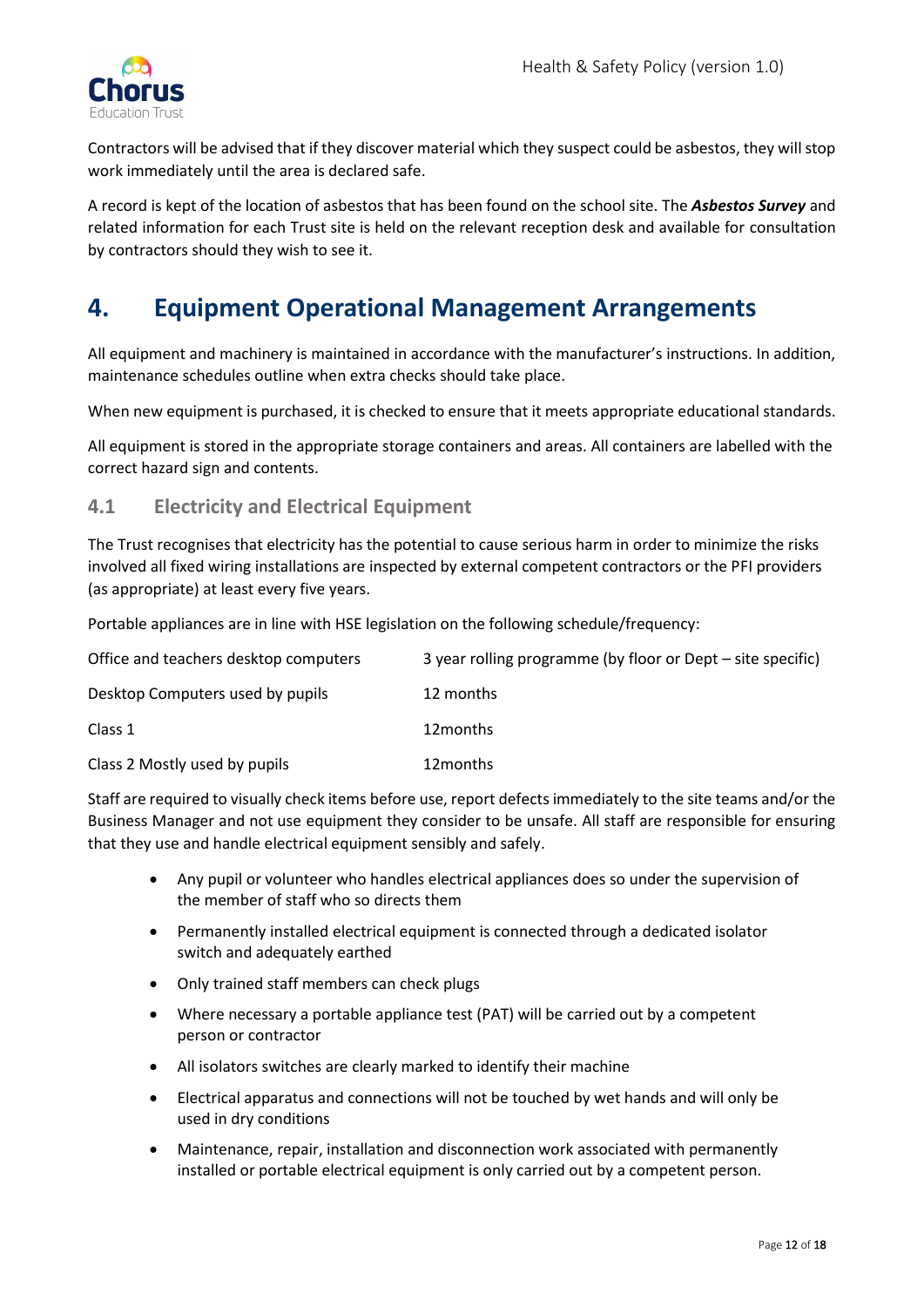Contractors will be advised that if they discover material which they suspect could be asbestos, they will stop work immediately until the area is declared safe.

A record is kept of the location of asbestos that has been found on the school site. The ***Asbestos Survey*** and related information for each Trust site is held on the relevant reception desk and available for consultation by contractors should they wish to see it.

# 4. Equipment Operational Management Arrangements

All equipment and machinery is maintained in accordance with the manufacturer's instructions. In addition, maintenance schedules outline when extra checks should take place.

When new equipment is purchased, it is checked to ensure that it meets appropriate educational standards.

All equipment is stored in the appropriate storage containers and areas. All containers are labelled with the correct hazard sign and contents.

## 4.1 Electricity and Electrical Equipment

The Trust recognises that electricity has the potential to cause serious harm in order to minimize the risks involved all fixed wiring installations are inspected by external competent contractors or the PFI providers (as appropriate) at least every five years.

Portable appliances are in line with HSE legislation on the following schedule/frequency:

| | |
|---|---|
| Office and teachers desktop computers | 3 year rolling programme (by floor or Dept – site specific) |
| Desktop Computers used by pupils | 12 months |
| Class 1 | 12months |
| Class 2 Mostly used by pupils | 12months |

Staff are required to visually check items before use, report defects immediately to the site teams and/or the Business Manager and not use equipment they consider to be unsafe. All staff are responsible for ensuring that they use and handle electrical equipment sensibly and safely.

- Any pupil or volunteer who handles electrical appliances does so under the supervision of the member of staff who so directs them
- Permanently installed electrical equipment is connected through a dedicated isolator switch and adequately earthed
- Only trained staff members can check plugs
- Where necessary a portable appliance test (PAT) will be carried out by a competent person or contractor
- All isolators switches are clearly marked to identify their machine
- Electrical apparatus and connections will not be touched by wet hands and will only be used in dry conditions
- Maintenance, repair, installation and disconnection work associated with permanently installed or portable electrical equipment is only carried out by a competent person.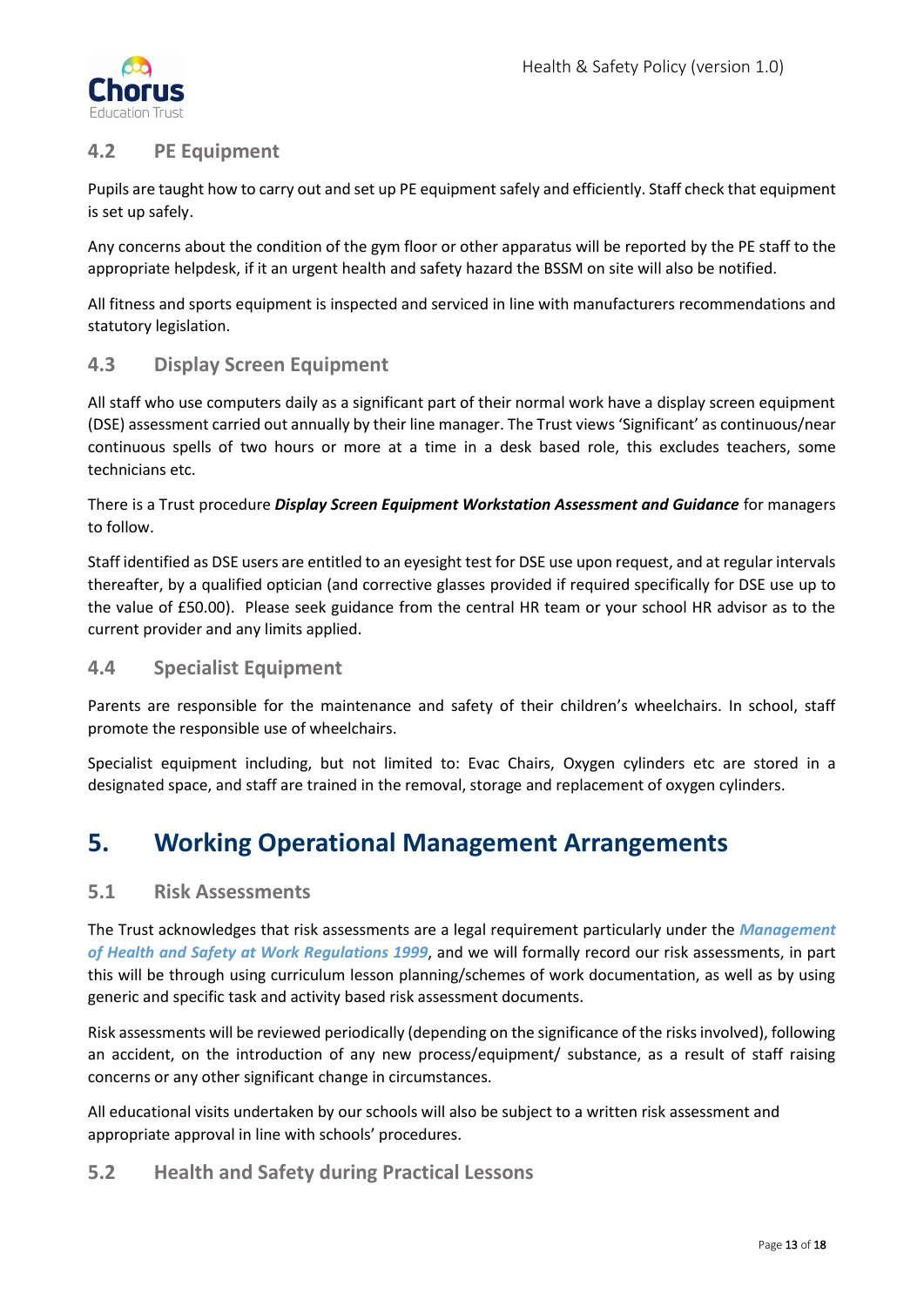### 4.2 PE Equipment

Pupils are taught how to carry out and set up PE equipment safely and efficiently. Staff check that equipment is set up safely.

Any concerns about the condition of the gym floor or other apparatus will be reported by the PE staff to the appropriate helpdesk, if it an urgent health and safety hazard the BSSM on site will also be notified.

All fitness and sports equipment is inspected and serviced in line with manufacturers recommendations and statutory legislation.

### 4.3 Display Screen Equipment

All staff who use computers daily as a significant part of their normal work have a display screen equipment (DSE) assessment carried out annually by their line manager. The Trust views 'Significant' as continuous/near continuous spells of two hours or more at a time in a desk based role, this excludes teachers, some technicians etc.

There is a Trust procedure ***Display Screen Equipment Workstation Assessment and Guidance*** for managers to follow.

Staff identified as DSE users are entitled to an eyesight test for DSE use upon request, and at regular intervals thereafter, by a qualified optician (and corrective glasses provided if required specifically for DSE use up to the value of £50.00). Please seek guidance from the central HR team or your school HR advisor as to the current provider and any limits applied.

### 4.4 Specialist Equipment

Parents are responsible for the maintenance and safety of their children's wheelchairs. In school, staff promote the responsible use of wheelchairs.

Specialist equipment including, but not limited to: Evac Chairs, Oxygen cylinders etc are stored in a designated space, and staff are trained in the removal, storage and replacement of oxygen cylinders.

## 5. Working Operational Management Arrangements

### 5.1 Risk Assessments

The Trust acknowledges that risk assessments are a legal requirement particularly under the ***Management of Health and Safety at Work Regulations 1999***, and we will formally record our risk assessments, in part this will be through using curriculum lesson planning/schemes of work documentation, as well as by using generic and specific task and activity based risk assessment documents.

Risk assessments will be reviewed periodically (depending on the significance of the risks involved), following an accident, on the introduction of any new process/equipment/ substance, as a result of staff raising concerns or any other significant change in circumstances.

All educational visits undertaken by our schools will also be subject to a written risk assessment and appropriate approval in line with schools' procedures.

### 5.2 Health and Safety during Practical Lessons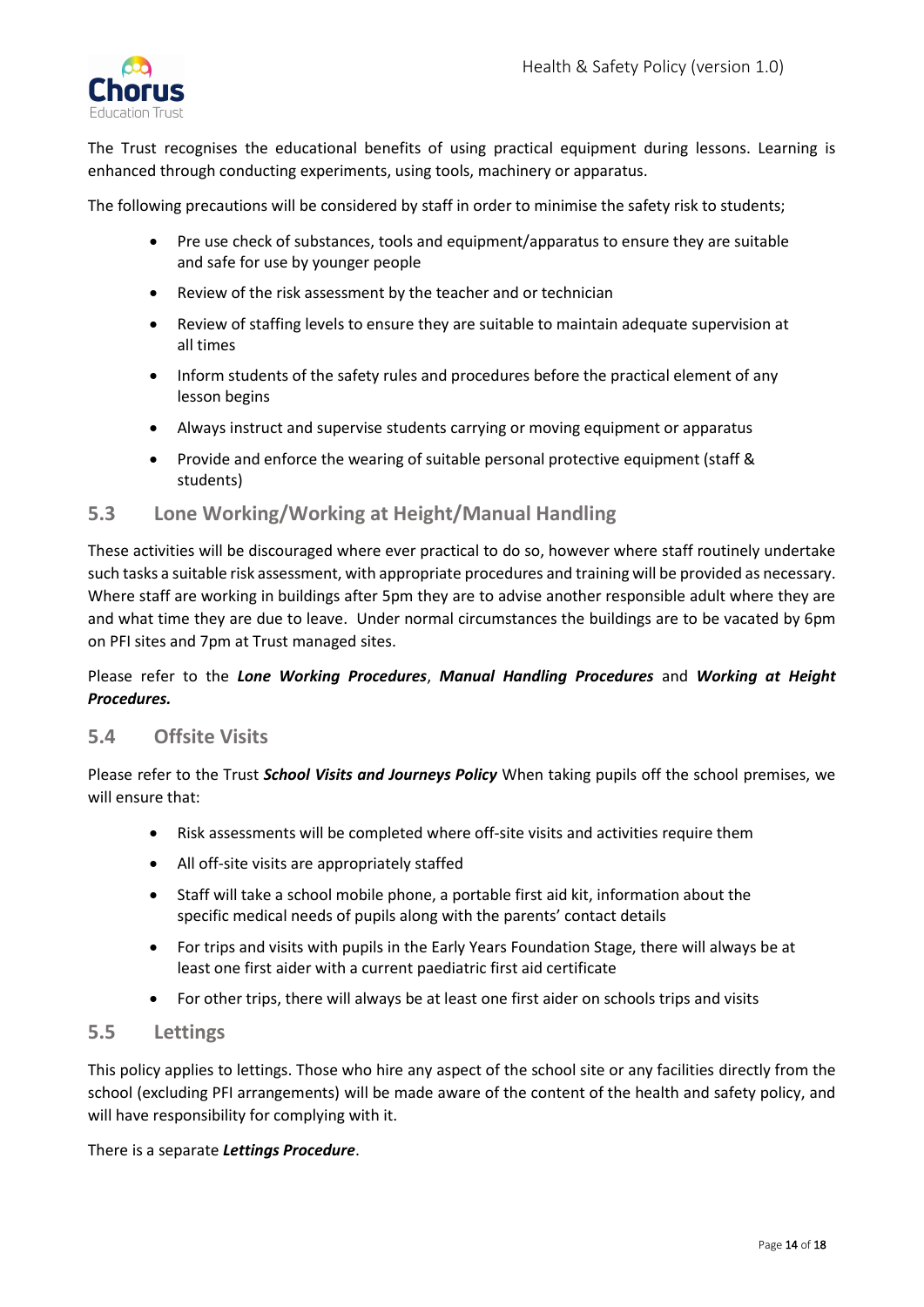The Trust recognises the educational benefits of using practical equipment during lessons. Learning is enhanced through conducting experiments, using tools, machinery or apparatus.

The following precautions will be considered by staff in order to minimise the safety risk to students;

- Pre use check of substances, tools and equipment/apparatus to ensure they are suitable and safe for use by younger people
- Review of the risk assessment by the teacher and or technician
- Review of staffing levels to ensure they are suitable to maintain adequate supervision at all times
- Inform students of the safety rules and procedures before the practical element of any lesson begins
- Always instruct and supervise students carrying or moving equipment or apparatus
- Provide and enforce the wearing of suitable personal protective equipment (staff & students)

## 5.3 Lone Working/Working at Height/Manual Handling

These activities will be discouraged where ever practical to do so, however where staff routinely undertake such tasks a suitable risk assessment, with appropriate procedures and training will be provided as necessary. Where staff are working in buildings after 5pm they are to advise another responsible adult where they are and what time they are due to leave. Under normal circumstances the buildings are to be vacated by 6pm on PFI sites and 7pm at Trust managed sites.

Please refer to the ***Lone Working Procedures***, ***Manual Handling Procedures*** and ***Working at Height Procedures.***

## 5.4 Offsite Visits

Please refer to the Trust ***School Visits and Journeys Policy*** When taking pupils off the school premises, we will ensure that:

- Risk assessments will be completed where off-site visits and activities require them
- All off-site visits are appropriately staffed
- Staff will take a school mobile phone, a portable first aid kit, information about the specific medical needs of pupils along with the parents' contact details
- For trips and visits with pupils in the Early Years Foundation Stage, there will always be at least one first aider with a current paediatric first aid certificate
- For other trips, there will always be at least one first aider on schools trips and visits

## 5.5 Lettings

This policy applies to lettings. Those who hire any aspect of the school site or any facilities directly from the school (excluding PFI arrangements) will be made aware of the content of the health and safety policy, and will have responsibility for complying with it.

There is a separate ***Lettings Procedure***.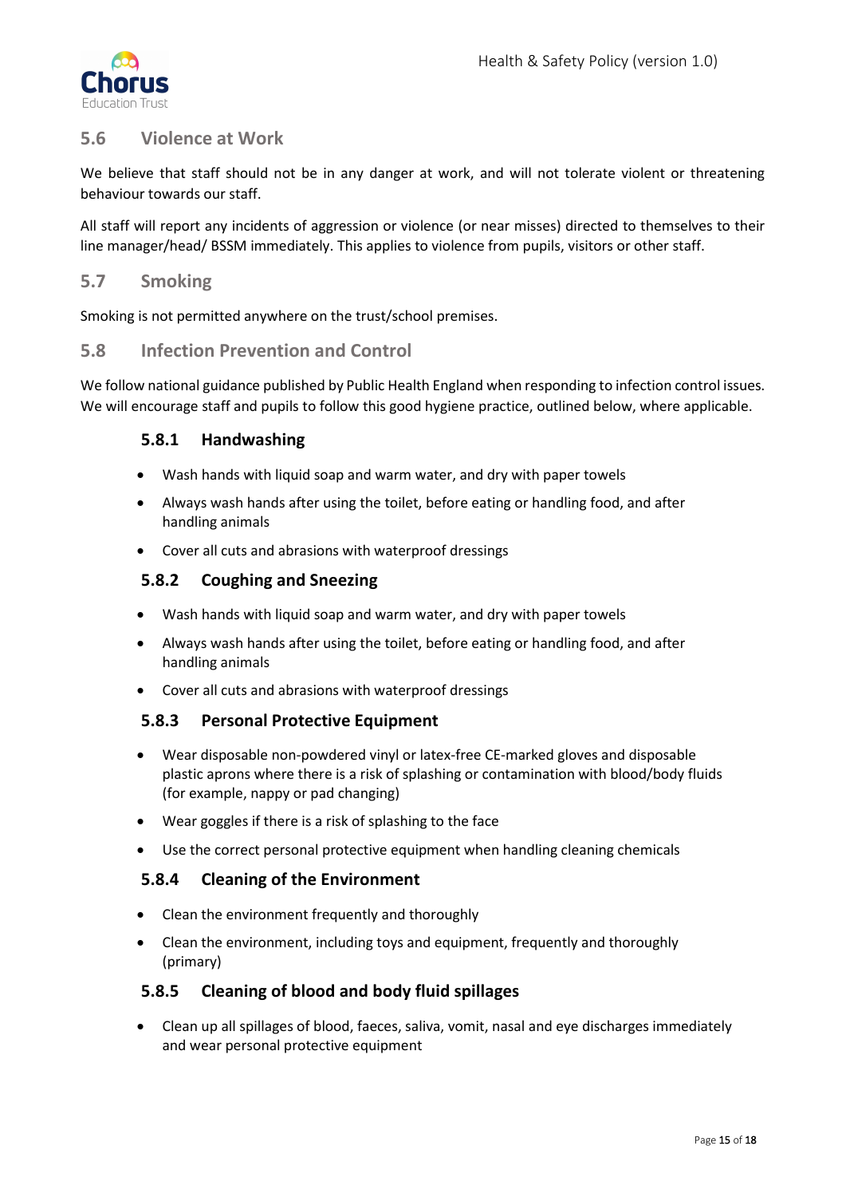## 5.6 Violence at Work

We believe that staff should not be in any danger at work, and will not tolerate violent or threatening behaviour towards our staff.

All staff will report any incidents of aggression or violence (or near misses) directed to themselves to their line manager/head/ BSSM immediately. This applies to violence from pupils, visitors or other staff.

## 5.7 Smoking

Smoking is not permitted anywhere on the trust/school premises.

## 5.8 Infection Prevention and Control

We follow national guidance published by Public Health England when responding to infection control issues. We will encourage staff and pupils to follow this good hygiene practice, outlined below, where applicable.

### 5.8.1 Handwashing

- Wash hands with liquid soap and warm water, and dry with paper towels
- Always wash hands after using the toilet, before eating or handling food, and after handling animals
- Cover all cuts and abrasions with waterproof dressings

### 5.8.2 Coughing and Sneezing

- Wash hands with liquid soap and warm water, and dry with paper towels
- Always wash hands after using the toilet, before eating or handling food, and after handling animals
- Cover all cuts and abrasions with waterproof dressings

### 5.8.3 Personal Protective Equipment

- Wear disposable non-powdered vinyl or latex-free CE-marked gloves and disposable plastic aprons where there is a risk of splashing or contamination with blood/body fluids (for example, nappy or pad changing)
- Wear goggles if there is a risk of splashing to the face
- Use the correct personal protective equipment when handling cleaning chemicals

### 5.8.4 Cleaning of the Environment

- Clean the environment frequently and thoroughly
- Clean the environment, including toys and equipment, frequently and thoroughly (primary)

### 5.8.5 Cleaning of blood and body fluid spillages

- Clean up all spillages of blood, faeces, saliva, vomit, nasal and eye discharges immediately and wear personal protective equipment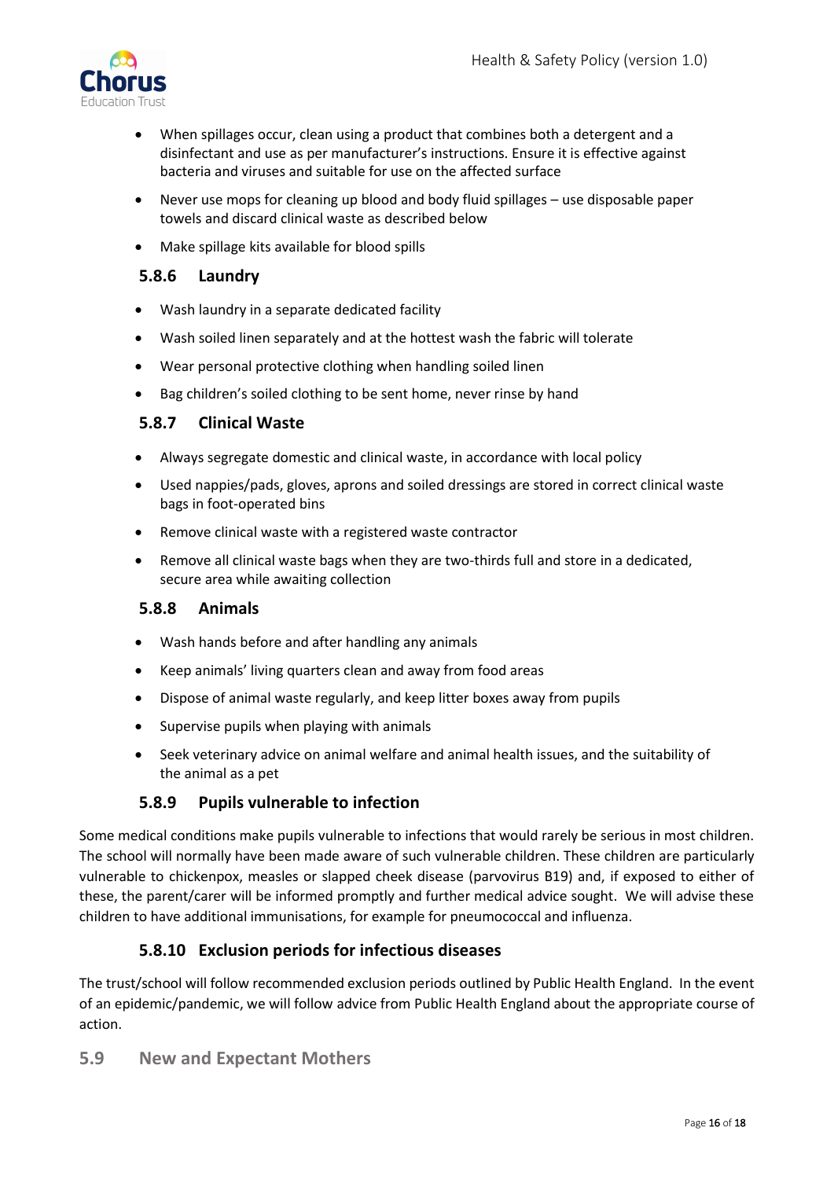- When spillages occur, clean using a product that combines both a detergent and a disinfectant and use as per manufacturer's instructions. Ensure it is effective against bacteria and viruses and suitable for use on the affected surface
- Never use mops for cleaning up blood and body fluid spillages – use disposable paper towels and discard clinical waste as described below
- Make spillage kits available for blood spills

#### 5.8.6 Laundry

- Wash laundry in a separate dedicated facility
- Wash soiled linen separately and at the hottest wash the fabric will tolerate
- Wear personal protective clothing when handling soiled linen
- Bag children's soiled clothing to be sent home, never rinse by hand

#### 5.8.7 Clinical Waste

- Always segregate domestic and clinical waste, in accordance with local policy
- Used nappies/pads, gloves, aprons and soiled dressings are stored in correct clinical waste bags in foot-operated bins
- Remove clinical waste with a registered waste contractor
- Remove all clinical waste bags when they are two-thirds full and store in a dedicated, secure area while awaiting collection

#### 5.8.8 Animals

- Wash hands before and after handling any animals
- Keep animals' living quarters clean and away from food areas
- Dispose of animal waste regularly, and keep litter boxes away from pupils
- Supervise pupils when playing with animals
- Seek veterinary advice on animal welfare and animal health issues, and the suitability of the animal as a pet

#### 5.8.9 Pupils vulnerable to infection

Some medical conditions make pupils vulnerable to infections that would rarely be serious in most children. The school will normally have been made aware of such vulnerable children. These children are particularly vulnerable to chickenpox, measles or slapped cheek disease (parvovirus B19) and, if exposed to either of these, the parent/carer will be informed promptly and further medical advice sought. We will advise these children to have additional immunisations, for example for pneumococcal and influenza.

#### 5.8.10 Exclusion periods for infectious diseases

The trust/school will follow recommended exclusion periods outlined by Public Health England. In the event of an epidemic/pandemic, we will follow advice from Public Health England about the appropriate course of action.

### 5.9 New and Expectant Mothers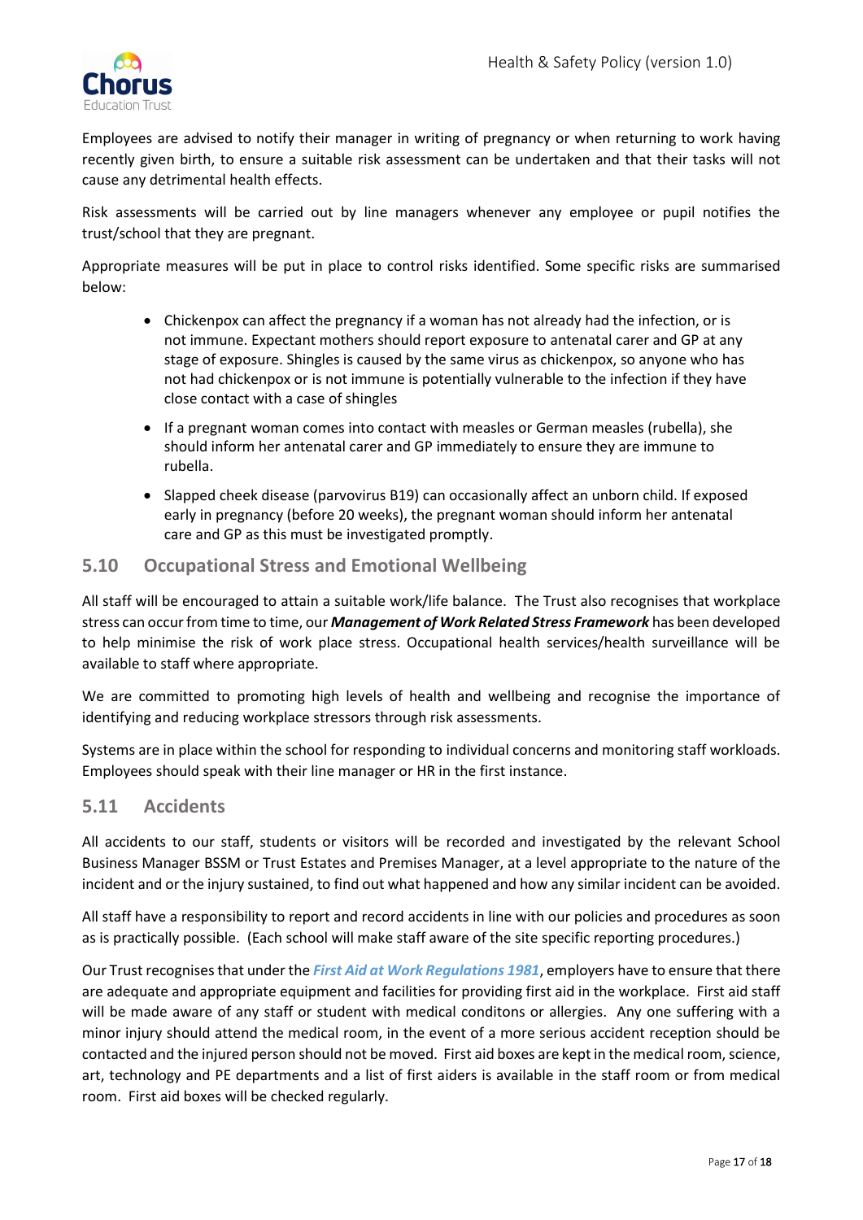Employees are advised to notify their manager in writing of pregnancy or when returning to work having recently given birth, to ensure a suitable risk assessment can be undertaken and that their tasks will not cause any detrimental health effects.

Risk assessments will be carried out by line managers whenever any employee or pupil notifies the trust/school that they are pregnant.

Appropriate measures will be put in place to control risks identified. Some specific risks are summarised below:

- Chickenpox can affect the pregnancy if a woman has not already had the infection, or is not immune. Expectant mothers should report exposure to antenatal carer and GP at any stage of exposure. Shingles is caused by the same virus as chickenpox, so anyone who has not had chickenpox or is not immune is potentially vulnerable to the infection if they have close contact with a case of shingles
- If a pregnant woman comes into contact with measles or German measles (rubella), she should inform her antenatal carer and GP immediately to ensure they are immune to rubella.
- Slapped cheek disease (parvovirus B19) can occasionally affect an unborn child. If exposed early in pregnancy (before 20 weeks), the pregnant woman should inform her antenatal care and GP as this must be investigated promptly.

## 5.10 Occupational Stress and Emotional Wellbeing

All staff will be encouraged to attain a suitable work/life balance. The Trust also recognises that workplace stress can occur from time to time, our ***Management of Work Related Stress Framework*** has been developed to help minimise the risk of work place stress. Occupational health services/health surveillance will be available to staff where appropriate.

We are committed to promoting high levels of health and wellbeing and recognise the importance of identifying and reducing workplace stressors through risk assessments.

Systems are in place within the school for responding to individual concerns and monitoring staff workloads. Employees should speak with their line manager or HR in the first instance.

## 5.11 Accidents

All accidents to our staff, students or visitors will be recorded and investigated by the relevant School Business Manager BSSM or Trust Estates and Premises Manager, at a level appropriate to the nature of the incident and or the injury sustained, to find out what happened and how any similar incident can be avoided.

All staff have a responsibility to report and record accidents in line with our policies and procedures as soon as is practically possible. (Each school will make staff aware of the site specific reporting procedures.)

Our Trust recognises that under the ***First Aid at Work Regulations 1981***, employers have to ensure that there are adequate and appropriate equipment and facilities for providing first aid in the workplace. First aid staff will be made aware of any staff or student with medical conditons or allergies. Any one suffering with a minor injury should attend the medical room, in the event of a more serious accident reception should be contacted and the injured person should not be moved. First aid boxes are kept in the medical room, science, art, technology and PE departments and a list of first aiders is available in the staff room or from medical room. First aid boxes will be checked regularly.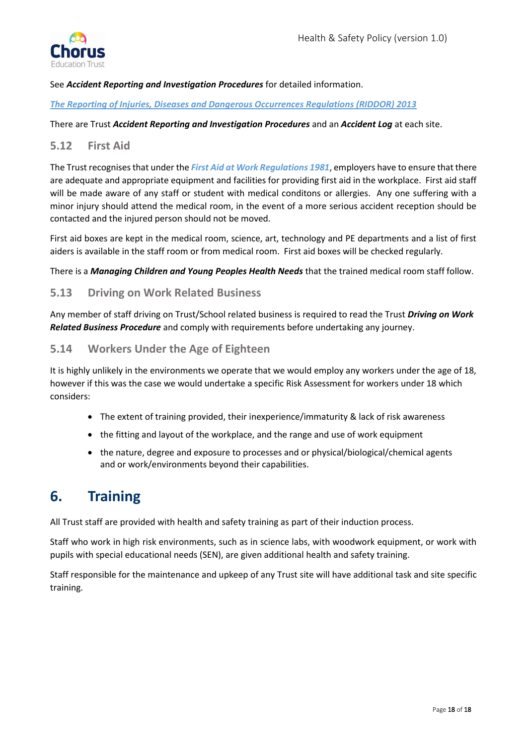See ***Accident Reporting and Investigation Procedures*** for detailed information.

***The Reporting of Injuries, Diseases and Dangerous Occurrences Regulations (RIDDOR) 2013***

There are Trust ***Accident Reporting and Investigation Procedures*** and an ***Accident Log*** at each site.

### 5.12 First Aid

The Trust recognises that under the ***First Aid at Work Regulations 1981***, employers have to ensure that there are adequate and appropriate equipment and facilities for providing first aid in the workplace. First aid staff will be made aware of any staff or student with medical conditons or allergies. Any one suffering with a minor injury should attend the medical room, in the event of a more serious accident reception should be contacted and the injured person should not be moved.

First aid boxes are kept in the medical room, science, art, technology and PE departments and a list of first aiders is available in the staff room or from medical room. First aid boxes will be checked regularly.

There is a ***Managing Children and Young Peoples Health Needs*** that the trained medical room staff follow.

### 5.13 Driving on Work Related Business

Any member of staff driving on Trust/School related business is required to read the Trust ***Driving on Work Related Business Procedure*** and comply with requirements before undertaking any journey.

### 5.14 Workers Under the Age of Eighteen

It is highly unlikely in the environments we operate that we would employ any workers under the age of 18, however if this was the case we would undertake a specific Risk Assessment for workers under 18 which considers:

- The extent of training provided, their inexperience/immaturity & lack of risk awareness
- the fitting and layout of the workplace, and the range and use of work equipment
- the nature, degree and exposure to processes and or physical/biological/chemical agents and or work/environments beyond their capabilities.

## 6. Training

All Trust staff are provided with health and safety training as part of their induction process.

Staff who work in high risk environments, such as in science labs, with woodwork equipment, or work with pupils with special educational needs (SEN), are given additional health and safety training.

Staff responsible for the maintenance and upkeep of any Trust site will have additional task and site specific training.